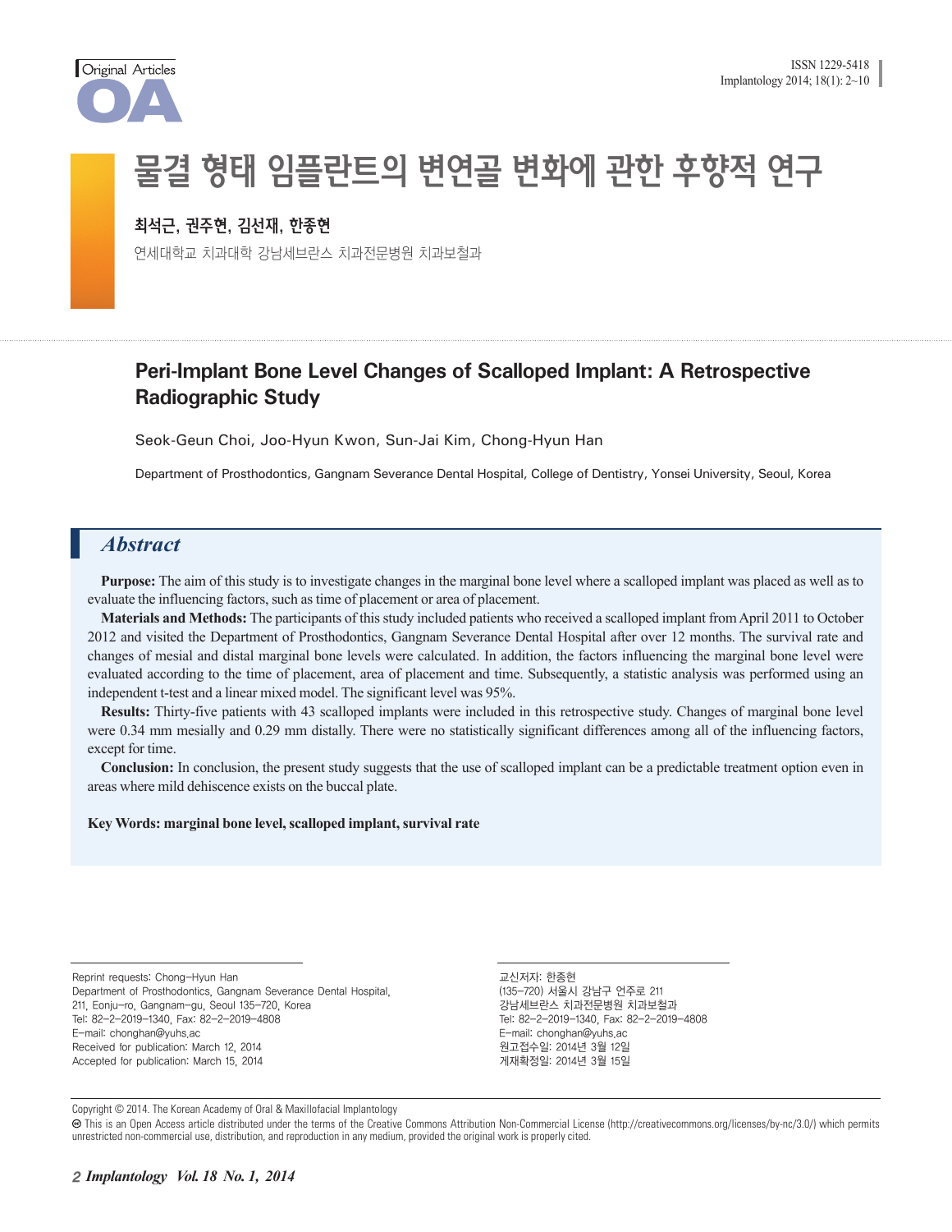# 물결 형태 임플란트의 변연골 변화에 관한 후향적 연구

**최석근, 권주현, 김선재, 한종현**

연세대학교 치과대학 강남세브란스 치과전문병원 치과보철과

# Peri-Implant Bone Level Changes of Scalloped Implant: A Retrospective Radiographic Study

Seok-Geun Choi, Joo-Hyun Kwon, Sun-Jai Kim, Chong-Hyun Han

Department of Prosthodontics, Gangnam Severance Dental Hospital, College of Dentistry, Yonsei University, Seoul, Korea

## *Abstract*

**Purpose:** The aim of this study is to investigate changes in the marginal bone level where a scalloped implant was placed as well as to evaluate the influencing factors, such as time of placement or area of placement.

**Materials and Methods:** The participants of this study included patients who received a scalloped implant from April 2011 to October 2012 and visited the Department of Prosthodontics, Gangnam Severance Dental Hospital after over 12 months. The survival rate and changes of mesial and distal marginal bone levels were calculated. In addition, the factors influencing the marginal bone level were evaluated according to the time of placement, area of placement and time. Subsequently, a statistic analysis was performed using an independent t-test and a linear mixed model. The significant level was 95%.

**Results:** Thirty-five patients with 43 scalloped implants were included in this retrospective study. Changes of marginal bone level were 0.34 mm mesially and 0.29 mm distally. There were no statistically significant differences among all of the influencing factors, except for time.

**Conclusion:** In conclusion, the present study suggests that the use of scalloped implant can be a predictable treatment option even in areas where mild dehiscence exists on the buccal plate.

**Key Words: marginal bone level, scalloped implant, survival rate**

---

Reprint requests: Chong-Hyun Han
Department of Prosthodontics, Gangnam Severance Dental Hospital,
211, Eonju-ro, Gangnam-gu, Seoul 135-720, Korea
Tel: 82-2-2019-1340, Fax: 82-2-2019-4808
E-mail: chonghan@yuhs.ac
Received for publication: March 12, 2014
Accepted for publication: March 15, 2014

교신저자: 한종현
(135-720) 서울시 강남구 언주로 211
강남세브란스 치과전문병원 치과보철과
Tel: 82-2-2019-1340, Fax: 82-2-2019-4808
E-mail: chonghan@yuhs.ac
원고접수일: 2014년 3월 12일
게재확정일: 2014년 3월 15일

Copyright © 2014. The Korean Academy of Oral & Maxillofacial Implantology

This is an Open Access article distributed under the terms of the Creative Commons Attribution Non-Commercial License (http://creativecommons.org/licenses/by-nc/3.0/) which permits unrestricted non-commercial use, distribution, and reproduction in any medium, provided the original work is properly cited.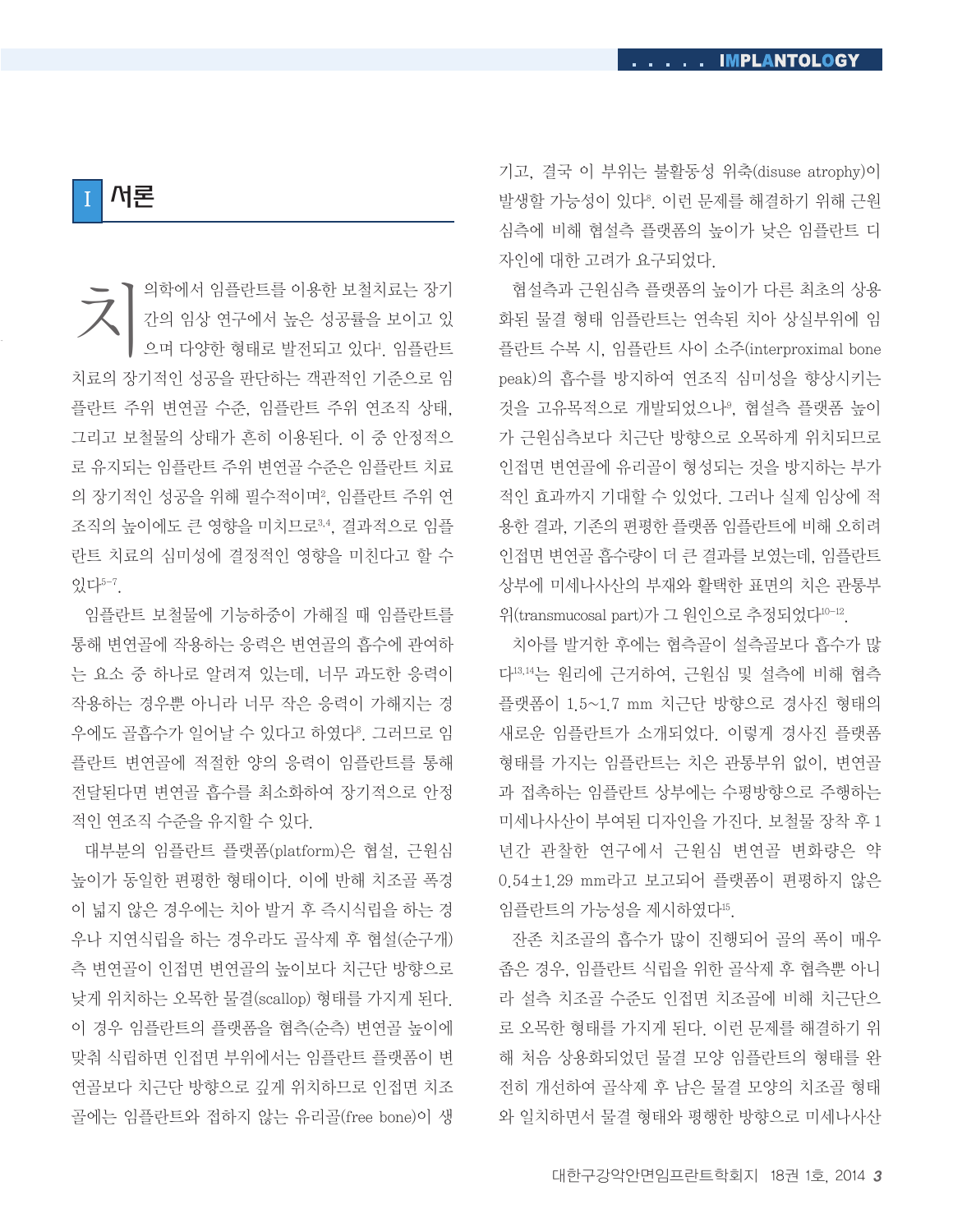# I 서론

치의학에서 임플란트를 이용한 보철치료는 장기간의 임상 연구에서 높은 성공률을 보이고 있으며 다양한 형태로 발전되고 있다[1]. 임플란트 치료의 장기적인 성공을 판단하는 객관적인 기준으로 임플란트 주위 변연골 수준, 임플란트 주위 연조직 상태, 그리고 보철물의 상태가 흔히 이용된다. 이 중 안정적으로 유지되는 임플란트 주위 변연골 수준은 임플란트 치료의 장기적인 성공을 위해 필수적이며[2], 임플란트 주위 연조직의 높이에도 큰 영향을 미치므로[3,4], 결과적으로 임플란트 치료의 심미성에 결정적인 영향을 미친다고 할 수 있다[5-7].

임플란트 보철물에 기능하중이 가해질 때 임플란트를 통해 변연골에 작용하는 응력은 변연골의 흡수에 관여하는 요소 중 하나로 알려져 있는데, 너무 과도한 응력이 작용하는 경우뿐 아니라 너무 작은 응력이 가해지는 경우에도 골흡수가 일어날 수 있다고 하였다[8]. 그러므로 임플란트 변연골에 적절한 양의 응력이 임플란트를 통해 전달된다면 변연골 흡수를 최소화하여 장기적으로 안정적인 연조직 수준을 유지할 수 있다.

대부분의 임플란트 플랫폼(platform)은 협설, 근원심 높이가 동일한 편평한 형태이다. 이에 반해 치조골 폭경이 넓지 않은 경우에는 치아 발거 후 즉시식립을 하는 경우나 지연식립을 하는 경우라도 골삭제 후 협설(순구개)측 변연골이 인접면 변연골의 높이보다 치근단 방향으로 낮게 위치하는 오목한 물결(scallop) 형태를 가지게 된다. 이 경우 임플란트의 플랫폼을 협측(순측) 변연골 높이에 맞춰 식립하면 인접면 부위에서는 임플란트 플랫폼이 변연골보다 치근단 방향으로 깊게 위치하므로 인접면 치조골에는 임플란트와 접하지 않는 유리골(free bone)이 생기고, 결국 이 부위는 불활동성 위축(disuse atrophy)이 발생할 가능성이 있다[8]. 이런 문제를 해결하기 위해 근원심측에 비해 협설측 플랫폼의 높이가 낮은 임플란트 디자인에 대한 고려가 요구되었다.

협설측과 근원심측 플랫폼의 높이가 다른 최초의 상용화된 물결 형태 임플란트는 연속된 치아 상실부위에 임플란트 수복 시, 임플란트 사이 소주(interproximal bone peak)의 흡수를 방지하여 연조직 심미성을 향상시키는 것을 고유목적으로 개발되었으나[9], 협설측 플랫폼 높이가 근원심측보다 치근단 방향으로 오목하게 위치되므로 인접면 변연골에 유리골이 형성되는 것을 방지하는 부가적인 효과까지 기대할 수 있었다. 그러나 실제 임상에 적용한 결과, 기존의 편평한 플랫폼 임플란트에 비해 오히려 인접면 변연골 흡수량이 더 큰 결과를 보였는데, 임플란트 상부에 미세나사산의 부재와 활택한 표면의 치은 관통부위(transmucosal part)가 그 원인으로 추정되었다[10-12].

치아를 발거한 후에는 협측골이 설측골보다 흡수가 많다[13,14]는 원리에 근거하여, 근원심 및 설측에 비해 협측 플랫폼이 1.5~1.7 mm 치근단 방향으로 경사진 형태의 새로운 임플란트가 소개되었다. 이렇게 경사진 플랫폼 형태를 가지는 임플란트는 치은 관통부위 없이, 변연골과 접촉하는 임플란트 상부에는 수평방향으로 주행하는 미세나사산이 부여된 디자인을 가진다. 보철물 장착 후 1년간 관찰한 연구에서 근원심 변연골 변화량은 약 0.54±1.29 mm라고 보고되어 플랫폼이 편평하지 않은 임플란트의 가능성을 제시하였다[15].

잔존 치조골의 흡수가 많이 진행되어 골의 폭이 매우 좁은 경우, 임플란트 식립을 위한 골삭제 후 협측뿐 아니라 설측 치조골 수준도 인접면 치조골에 비해 치근단으로 오목한 형태를 가지게 된다. 이런 문제를 해결하기 위해 처음 상용화되었던 물결 모양 임플란트의 형태를 완전히 개선하여 골삭제 후 남은 물결 모양의 치조골 형태와 일치하면서 물결 형태와 평행한 방향으로 미세나사산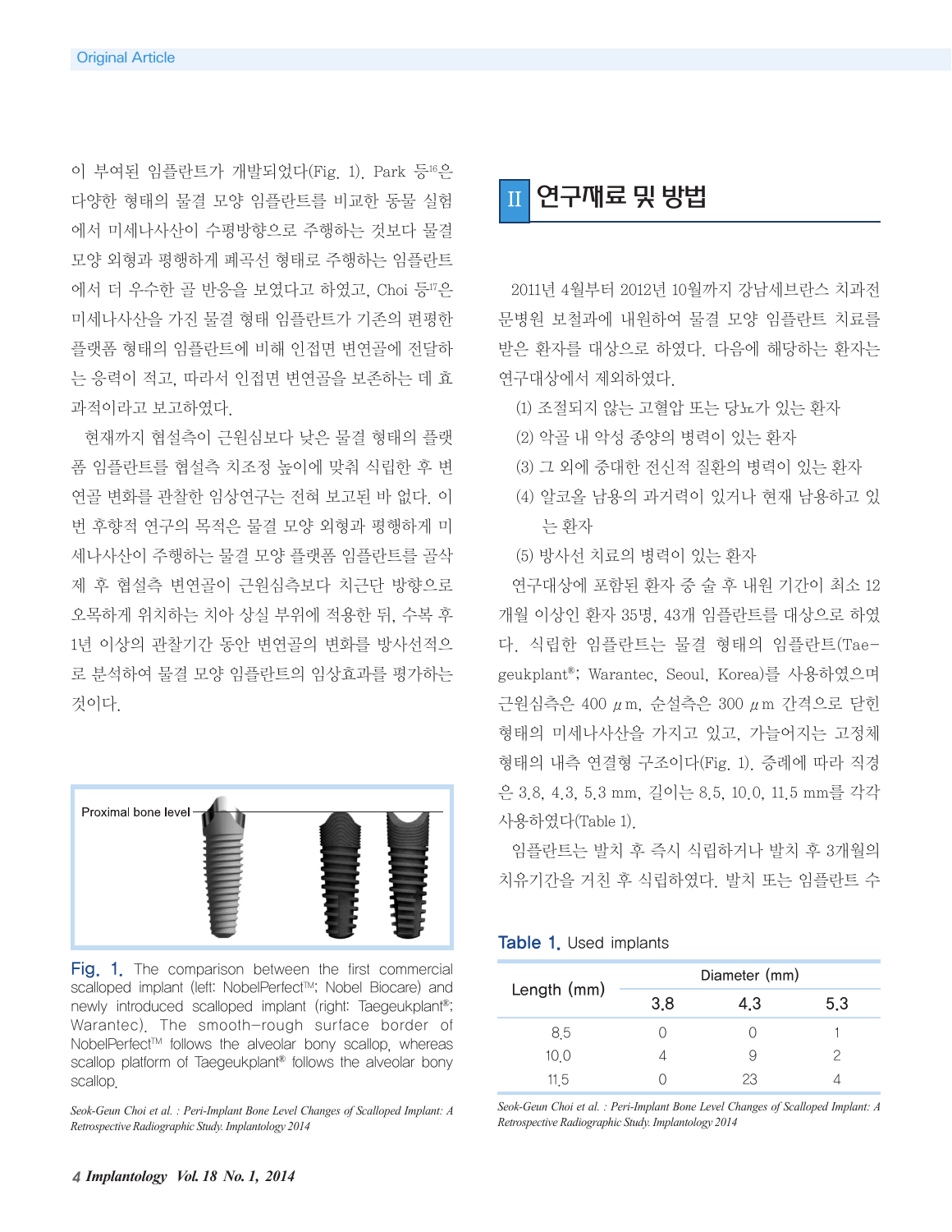이 부여된 임플란트가 개발되었다(Fig. 1). Park 등[16]은 다양한 형태의 물결 모양 임플란트를 비교한 동물 실험에서 미세나사산이 수평방향으로 주행하는 것보다 물결 모양 외형과 평행하게 폐곡선 형태로 주행하는 임플란트에서 더 우수한 골 반응을 보였다고 하였고, Choi 등[17]은 미세나사산을 가진 물결 형태 임플란트가 기존의 편평한 플랫폼 형태의 임플란트에 비해 인접면 변연골에 전달하는 응력이 적고, 따라서 인접면 변연골을 보존하는 데 효과적이라고 보고하였다.

현재까지 협설측이 근원심보다 낮은 물결 형태의 플랫폼 임플란트를 협설측 치조정 높이에 맞춰 식립한 후 변연골 변화를 관찰한 임상연구는 전혀 보고된 바 없다. 이번 후향적 연구의 목적은 물결 모양 외형과 평행하게 미세나사산이 주행하는 물결 모양 플랫폼 임플란트를 골삭제 후 협설측 변연골이 근원심측보다 치근단 방향으로 오목하게 위치하는 치아 상실 부위에 적용한 뒤, 수복 후 1년 이상의 관찰기간 동안 변연골의 변화를 방사선적으로 분석하여 물결 모양 임플란트의 임상효과를 평가하는 것이다.

Fig. 1. The comparison between the first commercial scalloped implant (left: NobelPerfect™; Nobel Biocare) and newly introduced scalloped implant (right: Taegeukplant®; Warantec). The smooth-rough surface border of NobelPerfect™ follows the alveolar bony scallop, whereas scallop platform of Taegeukplant® follows the alveolar bony scallop.

## II 연구재료 및 방법

2011년 4월부터 2012년 10월까지 강남세브란스 치과전문병원 보철과에 내원하여 물결 모양 임플란트 치료를 받은 환자를 대상으로 하였다. 다음에 해당하는 환자는 연구대상에서 제외하였다.

(1) 조절되지 않는 고혈압 또는 당뇨가 있는 환자
(2) 악골 내 악성 종양의 병력이 있는 환자
(3) 그 외에 중대한 전신적 질환의 병력이 있는 환자
(4) 알코올 남용의 과거력이 있거나 현재 남용하고 있는 환자
(5) 방사선 치료의 병력이 있는 환자

연구대상에 포함된 환자 중 술 후 내원 기간이 최소 12개월 이상인 환자 35명, 43개 임플란트를 대상으로 하였다. 식립한 임플란트는 물결 형태의 임플란트(Taegeukplant®; Warantec, Seoul, Korea)를 사용하였으며 근원심측은 400 μm, 순설측은 300 μm 간격으로 닫힌 형태의 미세나사산을 가지고 있고, 가늘어지는 고정체 형태의 내측 연결형 구조이다(Fig. 1). 증례에 따라 직경은 3.8, 4.3, 5.3 mm, 길이는 8.5, 10.0, 11.5 mm를 각각 사용하였다(Table 1).

임플란트는 발치 후 즉시 식립하거나 발치 후 3개월의 치유기간을 거친 후 식립하였다. 발치 또는 임플란트 수

Table 1. Used implants

| Length (mm) | Diameter (mm) | | |
|---|---|---|---|
| | 3.8 | 4.3 | 5.3 |
| 8.5 | 0 | 0 | 1 |
| 10.0 | 4 | 9 | 2 |
| 11.5 | 0 | 23 | 4 |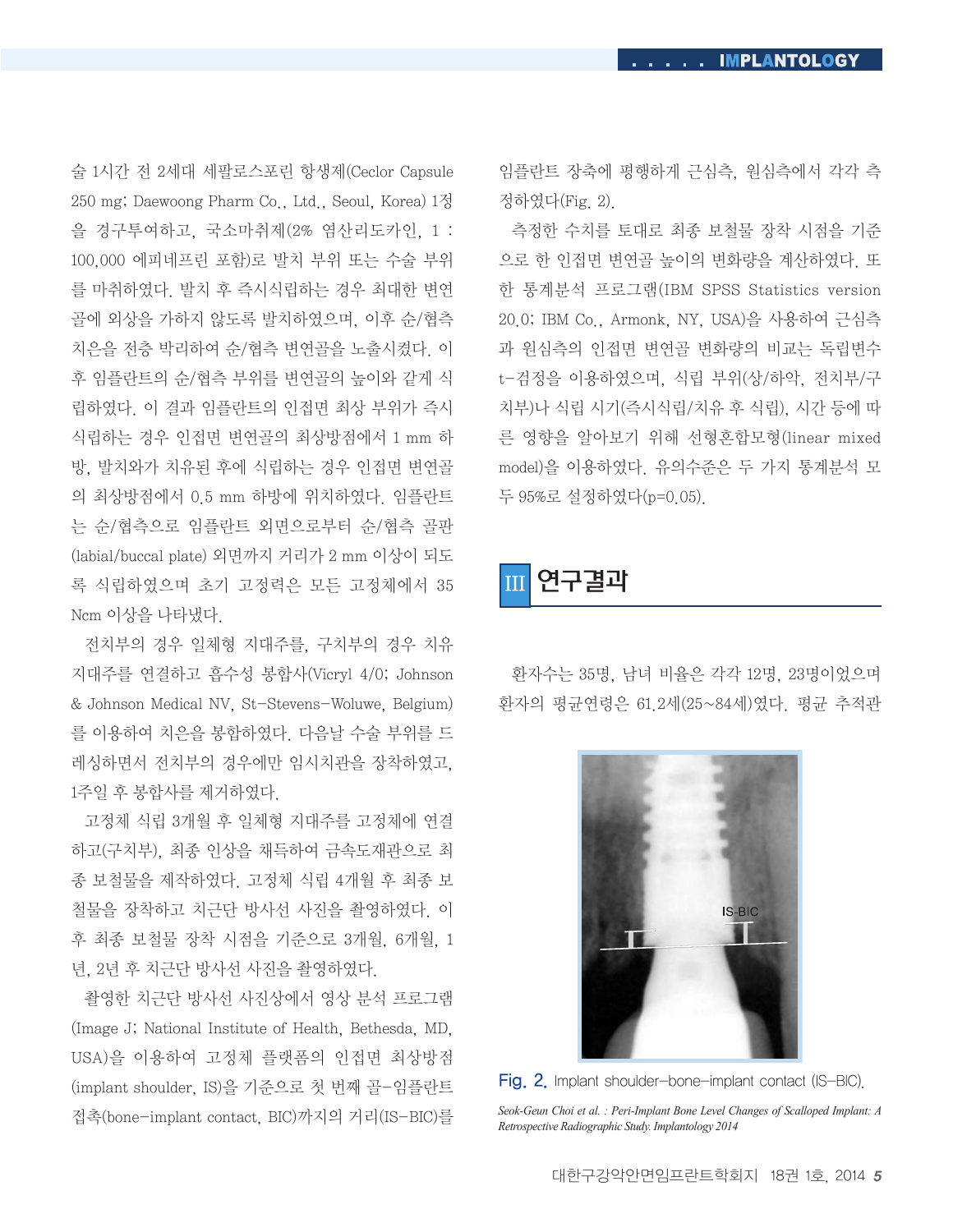술 1시간 전 2세대 세팔로스포린 항생제(Ceclor Capsule 250 mg; Daewoong Pharm Co., Ltd., Seoul, Korea) 1정을 경구투여하고, 국소마취제(2% 염산리도카인, 1 : 100,000 에피네프린 포함)로 발치 부위 또는 수술 부위를 마취하였다. 발치 후 즉시식립하는 경우 최대한 변연골에 외상을 가하지 않도록 발치하였으며, 이후 순/협측 치은을 전층 박리하여 순/협측 변연골을 노출시켰다. 이후 임플란트의 순/협측 부위를 변연골의 높이와 같게 식립하였다. 이 결과 임플란트의 인접면 최상 부위가 즉시 식립하는 경우 인접면 변연골의 최상방점에서 1 mm 하방, 발치와가 치유된 후에 식립하는 경우 인접면 변연골의 최상방점에서 0.5 mm 하방에 위치하였다. 임플란트는 순/협측으로 임플란트 외면으로부터 순/협측 골판(labial/buccal plate) 외면까지 거리가 2 mm 이상이 되도록 식립하였으며 초기 고정력은 모든 고정체에서 35 Ncm 이상을 나타냈다.

전치부의 경우 일체형 지대주를, 구치부의 경우 치유 지대주를 연결하고 흡수성 봉합사(Vicryl 4/0; Johnson & Johnson Medical NV, St-Stevens-Woluwe, Belgium)를 이용하여 치은을 봉합하였다. 다음날 수술 부위를 드레싱하면서 전치부의 경우에만 임시치관을 장착하였고, 1주일 후 봉합사를 제거하였다.

고정체 식립 3개월 후 일체형 지대주를 고정체에 연결하고(구치부), 최종 인상을 채득하여 금속도재관으로 최종 보철물을 제작하였다. 고정체 식립 4개월 후 최종 보철물을 장착하고 치근단 방사선 사진을 촬영하였다. 이후 최종 보철물 장착 시점을 기준으로 3개월, 6개월, 1년, 2년 후 치근단 방사선 사진을 촬영하였다.

촬영한 치근단 방사선 사진상에서 영상 분석 프로그램(Image J; National Institute of Health, Bethesda, MD, USA)을 이용하여 고정체 플랫폼의 인접면 최상방점(implant shoulder, IS)을 기준으로 첫 번째 골-임플란트 접촉(bone-implant contact, BIC)까지의 거리(IS-BIC)를 임플란트 장축에 평행하게 근심측, 원심측에서 각각 측정하였다(Fig. 2).

측정한 수치를 토대로 최종 보철물 장착 시점을 기준으로 한 인접면 변연골 높이의 변화량을 계산하였다. 또한 통계분석 프로그램(IBM SPSS Statistics version 20.0; IBM Co., Armonk, NY, USA)을 사용하여 근심측과 원심측의 인접면 변연골 변화량의 비교는 독립변수 t-검정을 이용하였으며, 식립 부위(상/하악, 전치부/구치부)나 식립 시기(즉시식립/치유 후 식립), 시간 등에 따른 영향을 알아보기 위해 선형혼합모형(linear mixed model)을 이용하였다. 유의수준은 두 가지 통계분석 모두 95%로 설정하였다($p=0.05$).

## III 연구결과

환자수는 35명, 남녀 비율은 각각 12명, 23명이었으며 환자의 평균연령은 61.2세(25~84세)였다. 평균 추적관

Fig. 2. Implant shoulder–bone–implant contact (IS–BIC).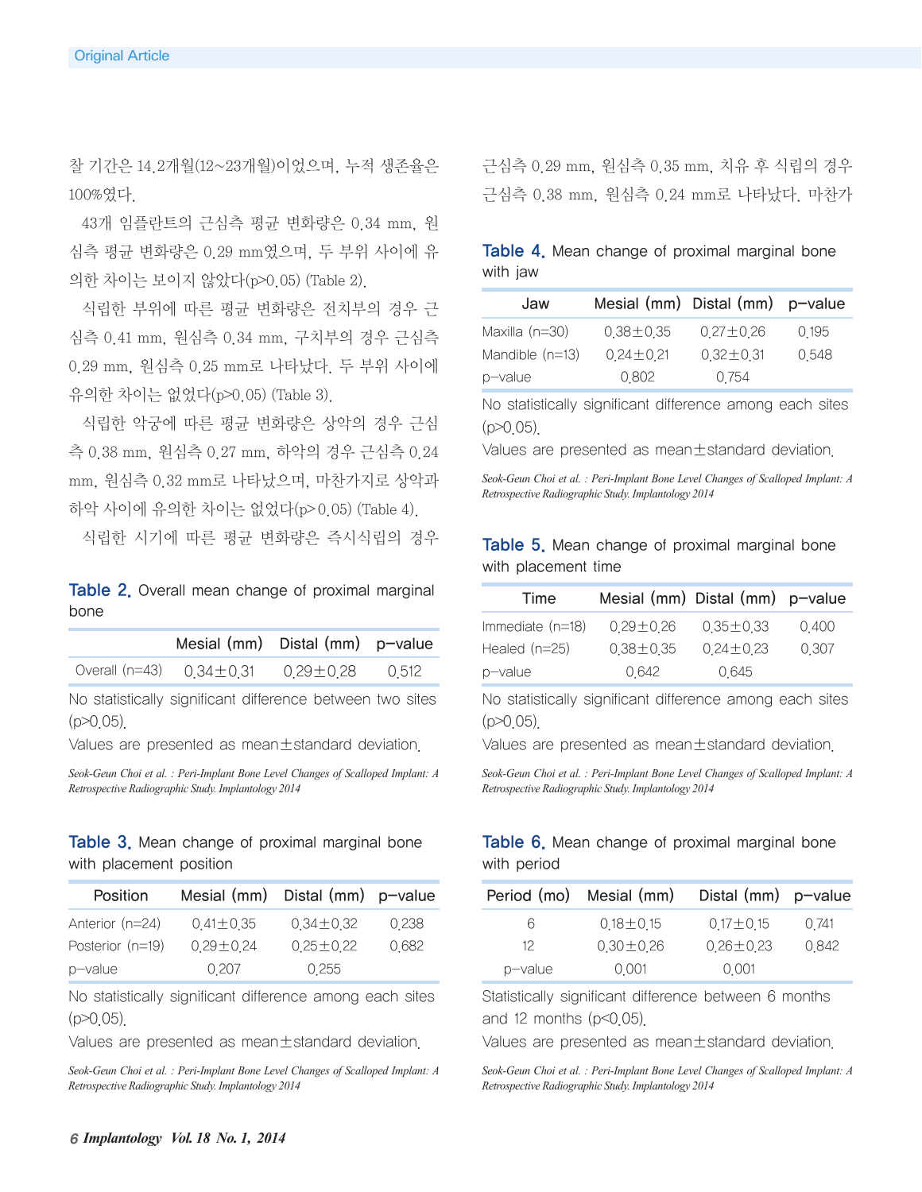찰 기간은 14.2개월(12~23개월)이었으며, 누적 생존율은 100%였다.

43개 임플란트의 근심측 평균 변화량은 0.34 mm, 원심측 평균 변화량은 0.29 mm였으며, 두 부위 사이에 유의한 차이는 보이지 않았다(p>0.05) (Table 2).

식립한 부위에 따른 평균 변화량은 전치부의 경우 근심측 0.41 mm, 원심측 0.34 mm, 구치부의 경우 근심측 0.29 mm, 원심측 0.25 mm로 나타났다. 두 부위 사이에 유의한 차이는 없었다(p>0.05) (Table 3).

식립한 악궁에 따른 평균 변화량은 상악의 경우 근심측 0.38 mm, 원심측 0.27 mm, 하악의 경우 근심측 0.24 mm, 원심측 0.32 mm로 나타났으며, 마찬가지로 상악과 하악 사이에 유의한 차이는 없었다(p>0.05) (Table 4).

식립한 시기에 따른 평균 변화량은 즉시식립의 경우 근심측 0.29 mm, 원심측 0.35 mm, 치유 후 식립의 경우 근심측 0.38 mm, 원심측 0.24 mm로 나타났다. 마찬가

**Table 2.** Overall mean change of proximal marginal bone

| | Mesial (mm) | Distal (mm) | p-value |
|---|---|---|---|
| Overall (n=43) | 0.34±0.31 | 0.29±0.28 | 0.512 |

No statistically significant difference between two sites (p>0.05).
Values are presented as mean±standard deviation.

*Seok-Geun Choi et al. : Peri-Implant Bone Level Changes of Scalloped Implant: A Retrospective Radiographic Study. Implantology 2014*

**Table 3.** Mean change of proximal marginal bone with placement position

| Position | Mesial (mm) | Distal (mm) | p-value |
|---|---|---|---|
| Anterior (n=24) | 0.41±0.35 | 0.34±0.32 | 0.238 |
| Posterior (n=19) | 0.29±0.24 | 0.25±0.22 | 0.682 |
| p-value | 0.207 | 0.255 | |

No statistically significant difference among each sites (p>0.05).
Values are presented as mean±standard deviation.

*Seok-Geun Choi et al. : Peri-Implant Bone Level Changes of Scalloped Implant: A Retrospective Radiographic Study. Implantology 2014*

**Table 4.** Mean change of proximal marginal bone with jaw

| Jaw | Mesial (mm) | Distal (mm) | p-value |
|---|---|---|---|
| Maxilla (n=30) | 0.38±0.35 | 0.27±0.26 | 0.195 |
| Mandible (n=13) | 0.24±0.21 | 0.32±0.31 | 0.548 |
| p-value | 0.802 | 0.754 | |

No statistically significant difference among each sites (p>0.05).
Values are presented as mean±standard deviation.

*Seok-Geun Choi et al. : Peri-Implant Bone Level Changes of Scalloped Implant: A Retrospective Radiographic Study. Implantology 2014*

**Table 5.** Mean change of proximal marginal bone with placement time

| Time | Mesial (mm) | Distal (mm) | p-value |
|---|---|---|---|
| Immediate (n=18) | 0.29±0.26 | 0.35±0.33 | 0.400 |
| Healed (n=25) | 0.38±0.35 | 0.24±0.23 | 0.307 |
| p-value | 0.642 | 0.645 | |

No statistically significant difference among each sites (p>0.05).
Values are presented as mean±standard deviation.

*Seok-Geun Choi et al. : Peri-Implant Bone Level Changes of Scalloped Implant: A Retrospective Radiographic Study. Implantology 2014*

**Table 6.** Mean change of proximal marginal bone with period

| Period (mo) | Mesial (mm) | Distal (mm) | p-value |
|---|---|---|---|
| 6 | 0.18±0.15 | 0.17±0.15 | 0.741 |
| 12 | 0.30±0.26 | 0.26±0.23 | 0.842 |
| p-value | 0.001 | 0.001 | |

Statistically significant difference between 6 months and 12 months (p<0.05).
Values are presented as mean±standard deviation.

*Seok-Geun Choi et al. : Peri-Implant Bone Level Changes of Scalloped Implant: A Retrospective Radiographic Study. Implantology 2014*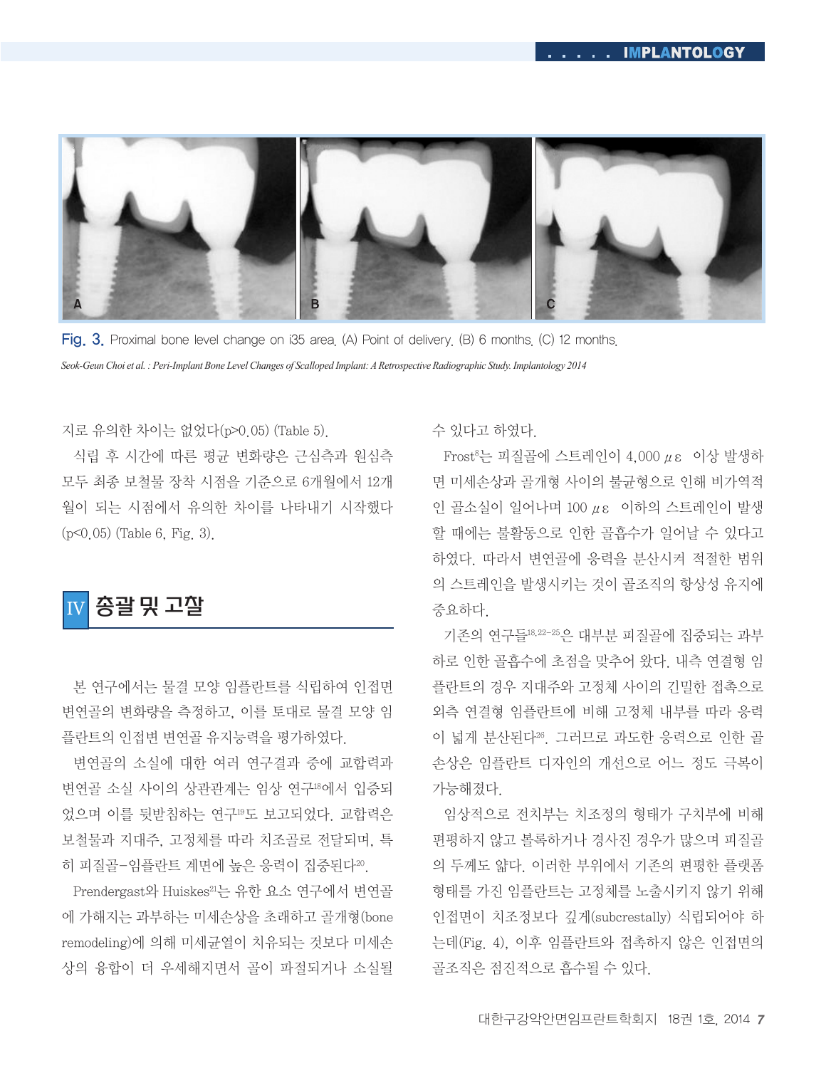Fig. 3. Proximal bone level change on i35 area. (A) Point of delivery. (B) 6 months. (C) 12 months.

*Seok-Geun Choi et al. : Peri-Implant Bone Level Changes of Scalloped Implant: A Retrospective Radiographic Study. Implantology 2014*

지로 유의한 차이는 없었다($p>0.05$) (Table 5).

식립 후 시간에 따른 평균 변화량은 근심측과 원심측 모두 최종 보철물 장착 시점을 기준으로 6개월에서 12개월이 되는 시점에서 유의한 차이를 나타내기 시작했다($p<0.05$) (Table 6, Fig. 3).

## IV 총괄 및 고찰

본 연구에서는 물결 모양 임플란트를 식립하여 인접면 변연골의 변화량을 측정하고, 이를 토대로 물결 모양 임플란트의 인접변 변연골 유지능력을 평가하였다.

변연골의 소실에 대한 여러 연구결과 중에 교합력과 변연골 소실 사이의 상관관계는 임상 연구[18]에서 입증되었으며 이를 뒷받침하는 연구[19]도 보고되었다. 교합력은 보철물과 지대주, 고정체를 따라 치조골로 전달되며, 특히 피질골-임플란트 계면에 높은 응력이 집중된다[20].

Prendergast와 Huiskes[21]는 유한 요소 연구에서 변연골에 가해지는 과부하는 미세손상을 초래하고 골개형(bone remodeling)에 의해 미세균열이 치유되는 것보다 미세손상의 융합이 더 우세해지면서 골이 파절되거나 소실될 수 있다고 하였다.

Frost[8]는 피질골에 스트레인이 4,000 $\mu\varepsilon$ 이상 발생하면 미세손상과 골개형 사이의 불균형으로 인해 비가역적인 골소실이 일어나며 100 $\mu\varepsilon$ 이하의 스트레인이 발생할 때에는 불활동으로 인한 골흡수가 일어날 수 있다고 하였다. 따라서 변연골에 응력을 분산시켜 적절한 범위의 스트레인을 발생시키는 것이 골조직의 항상성 유지에 중요하다.

기존의 연구들[18,22-25]은 대부분 피질골에 집중되는 과부하로 인한 골흡수에 초점을 맞추어 왔다. 내측 연결형 임플란트의 경우 지대주와 고정체 사이의 긴밀한 접촉으로 외측 연결형 임플란트에 비해 고정체 내부를 따라 응력이 넓게 분산된다[26]. 그러므로 과도한 응력으로 인한 골손상은 임플란트 디자인의 개선으로 어느 정도 극복이 가능해졌다.

임상적으로 전치부는 치조정의 형태가 구치부에 비해 편평하지 않고 볼록하거나 경사진 경우가 많으며 피질골의 두께도 얇다. 이러한 부위에서 기존의 편평한 플랫폼 형태를 가진 임플란트는 고정체를 노출시키지 않기 위해 인접면이 치조정보다 깊게(subcrestally) 식립되어야 하는데(Fig. 4), 이후 임플란트와 접촉하지 않은 인접면의 골조직은 점진적으로 흡수될 수 있다.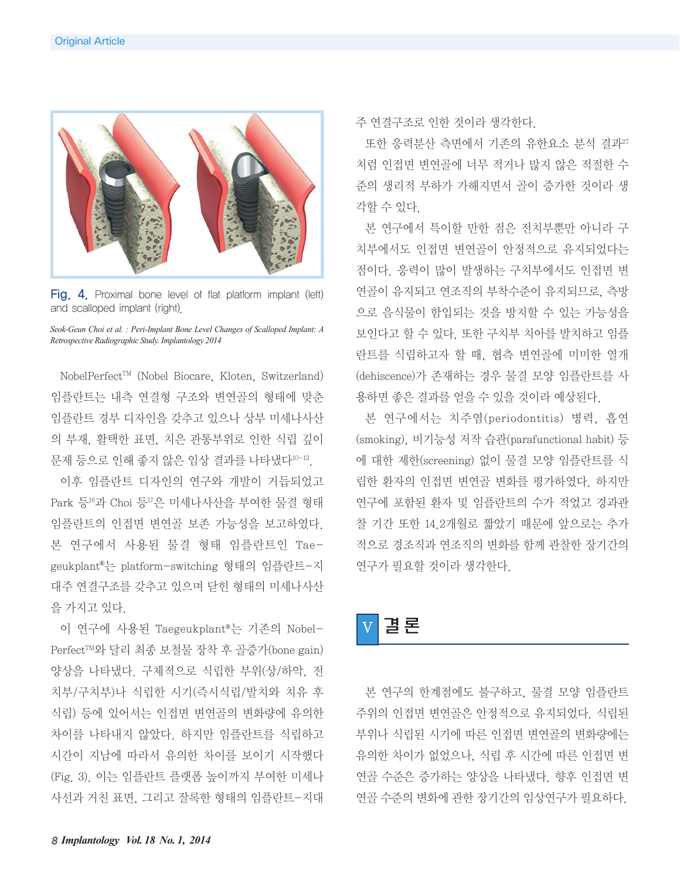Fig. 4. Proximal bone level of flat platform implant (left) and scalloped implant (right).

*Seok-Geun Choi et al. : Peri-Implant Bone Level Changes of Scalloped Implant: A Retrospective Radiographic Study. Implantology 2014*

NobelPerfect™ (Nobel Biocare, Kloten, Switzerland) 임플란트는 내측 연결형 구조와 변연골의 형태에 맞춘 임플란트 경부 디자인을 갖추고 있으나 상부 미세나사산의 부재, 활택한 표면, 치은 관통부위로 인한 식립 깊이 문제 등으로 인해 좋지 않은 임상 결과를 나타냈다[10-12].

이후 임플란트 디자인의 연구와 개발이 거듭되었고 Park 등[16]과 Choi 등[17]은 미세나사산을 부여한 물결 형태 임플란트의 인접면 변연골 보존 가능성을 보고하였다. 본 연구에서 사용된 물결 형태 임플란트인 Taegeukplant®는 platform-switching 형태의 임플란트-지대주 연결구조를 갖추고 있으며 닫힌 형태의 미세나사산을 가지고 있다.

이 연구에 사용된 Taegeukplant®는 기존의 NobelPerfect™와 달리 최종 보철물 장착 후 골증가(bone gain) 양상을 나타냈다. 구체적으로 식립한 부위(상/하악, 전치부/구치부)나 식립한 시기(즉시식립/발치와 치유 후 식립) 등에 있어서는 인접면 변연골의 변화량에 유의한 차이를 나타내지 않았다. 하지만 임플란트를 식립하고 시간이 지남에 따라서 유의한 차이를 보이기 시작했다(Fig. 3). 이는 임플란트 플랫폼 높이까지 부여한 미세나사선과 거친 표면, 그리고 잘록한 형태의 임플란트-지대주 연결구조로 인한 것이라 생각한다.

또한 응력분산 측면에서 기존의 유한요소 분석 결과[27]처럼 인접면 변연골에 너무 적거나 많지 않은 적절한 수준의 생리적 부하가 가해지면서 골이 증가한 것이라 생각할 수 있다.

본 연구에서 특이할 만한 점은 전치부뿐만 아니라 구치부에서도 인접면 변연골이 안정적으로 유지되었다는 점이다. 응력이 많이 발생하는 구치부에서도 인접면 변연골이 유지되고 연조직의 부착수준이 유지되므로, 측방으로 음식물이 함입되는 것을 방지할 수 있는 가능성을 보인다고 할 수 있다. 또한 구치부 치아를 발치하고 임플란트를 식립하고자 할 때, 협측 변연골에 미미한 열개(dehiscence)가 존재하는 경우 물결 모양 임플란트를 사용하면 좋은 결과를 얻을 수 있을 것이라 예상된다.

본 연구에서는 치주염(periodontitis) 병력, 흡연(smoking), 비기능성 저작 습관(parafunctional habit) 등에 대한 제한(screening) 없이 물결 모양 임플란트를 식립한 환자의 인접면 변연골 변화를 평가하였다. 하지만 연구에 포함된 환자 및 임플란트의 수가 적었고 경과관찰 기간 또한 14.2개월로 짧았기 때문에 앞으로는 추가적으로 경조직과 연조직의 변화를 함께 관찰한 장기간의 연구가 필요할 것이라 생각한다.

## V 결론

본 연구의 한계점에도 불구하고, 물결 모양 임플란트 주위의 인접면 변연골은 안정적으로 유지되었다. 식립된 부위나 식립된 시기에 따른 인접면 변연골의 변화량에는 유의한 차이가 없었으나, 식립 후 시간에 따른 인접면 변연골 수준은 증가하는 양상을 나타냈다. 향후 인접면 변연골 수준의 변화에 관한 장기간의 임상연구가 필요하다.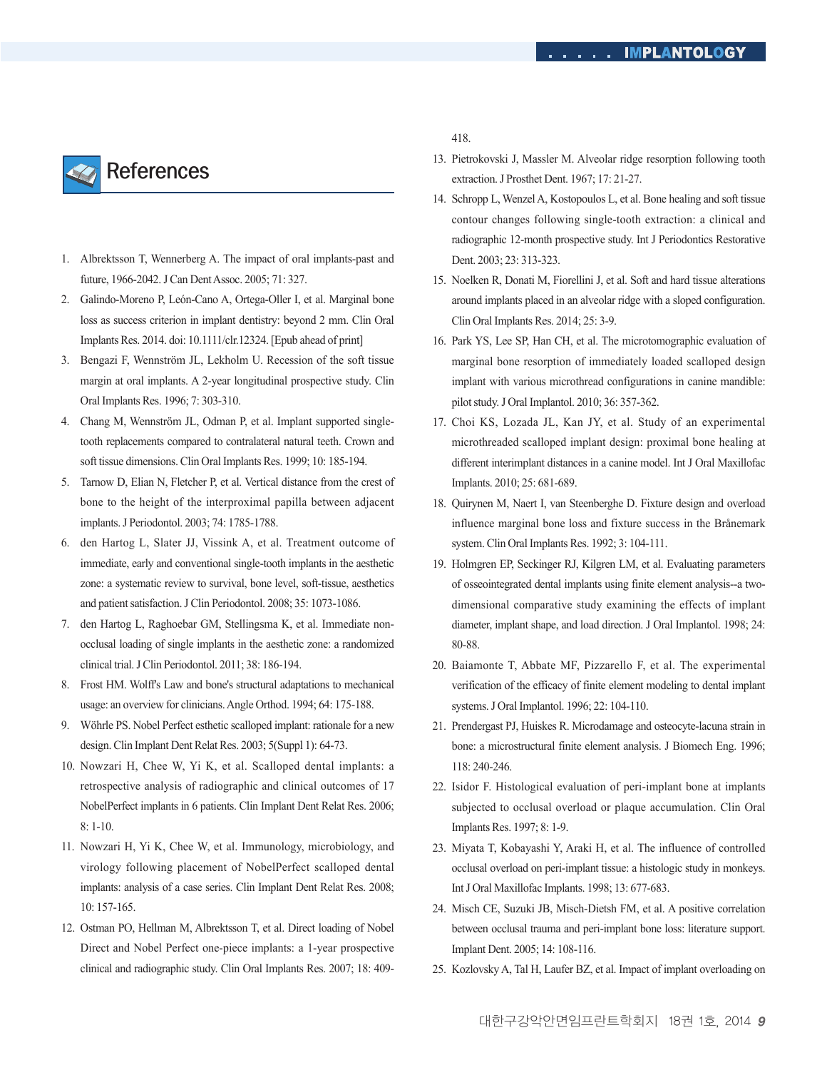## References

1. Albrektsson T, Wennerberg A. The impact of oral implants-past and future, 1966-2042. J Can Dent Assoc. 2005; 71: 327.
2. Galindo-Moreno P, León-Cano A, Ortega-Oller I, et al. Marginal bone loss as success criterion in implant dentistry: beyond 2 mm. Clin Oral Implants Res. 2014. doi: 10.1111/clr.12324. [Epub ahead of print]
3. Bengazi F, Wennström JL, Lekholm U. Recession of the soft tissue margin at oral implants. A 2-year longitudinal prospective study. Clin Oral Implants Res. 1996; 7: 303-310.
4. Chang M, Wennström JL, Odman P, et al. Implant supported single-tooth replacements compared to contralateral natural teeth. Crown and soft tissue dimensions. Clin Oral Implants Res. 1999; 10: 185-194.
5. Tarnow D, Elian N, Fletcher P, et al. Vertical distance from the crest of bone to the height of the interproximal papilla between adjacent implants. J Periodontol. 2003; 74: 1785-1788.
6. den Hartog L, Slater JJ, Vissink A, et al. Treatment outcome of immediate, early and conventional single-tooth implants in the aesthetic zone: a systematic review to survival, bone level, soft-tissue, aesthetics and patient satisfaction. J Clin Periodontol. 2008; 35: 1073-1086.
7. den Hartog L, Raghoebar GM, Stellingsma K, et al. Immediate non-occlusal loading of single implants in the aesthetic zone: a randomized clinical trial. J Clin Periodontol. 2011; 38: 186-194.
8. Frost HM. Wolff's Law and bone's structural adaptations to mechanical usage: an overview for clinicians. Angle Orthod. 1994; 64: 175-188.
9. Wöhrle PS. Nobel Perfect esthetic scalloped implant: rationale for a new design. Clin Implant Dent Relat Res. 2003; 5(Suppl 1): 64-73.
10. Nowzari H, Chee W, Yi K, et al. Scalloped dental implants: a retrospective analysis of radiographic and clinical outcomes of 17 NobelPerfect implants in 6 patients. Clin Implant Dent Relat Res. 2006; 8: 1-10.
11. Nowzari H, Yi K, Chee W, et al. Immunology, microbiology, and virology following placement of NobelPerfect scalloped dental implants: analysis of a case series. Clin Implant Dent Relat Res. 2008; 10: 157-165.
12. Ostman PO, Hellman M, Albrektsson T, et al. Direct loading of Nobel Direct and Nobel Perfect one-piece implants: a 1-year prospective clinical and radiographic study. Clin Oral Implants Res. 2007; 18: 409-418.
13. Pietrokovski J, Massler M. Alveolar ridge resorption following tooth extraction. J Prosthet Dent. 1967; 17: 21-27.
14. Schropp L, Wenzel A, Kostopoulos L, et al. Bone healing and soft tissue contour changes following single-tooth extraction: a clinical and radiographic 12-month prospective study. Int J Periodontics Restorative Dent. 2003; 23: 313-323.
15. Noelken R, Donati M, Fiorellini J, et al. Soft and hard tissue alterations around implants placed in an alveolar ridge with a sloped configuration. Clin Oral Implants Res. 2014; 25: 3-9.
16. Park YS, Lee SP, Han CH, et al. The microtomographic evaluation of marginal bone resorption of immediately loaded scalloped design implant with various microthread configurations in canine mandible: pilot study. J Oral Implantol. 2010; 36: 357-362.
17. Choi KS, Lozada JL, Kan JY, et al. Study of an experimental microthreaded scalloped implant design: proximal bone healing at different interimplant distances in a canine model. Int J Oral Maxillofac Implants. 2010; 25: 681-689.
18. Quirynen M, Naert I, van Steenberghe D. Fixture design and overload influence marginal bone loss and fixture success in the Brånemark system. Clin Oral Implants Res. 1992; 3: 104-111.
19. Holmgren EP, Seckinger RJ, Kilgren LM, et al. Evaluating parameters of osseointegrated dental implants using finite element analysis--a two-dimensional comparative study examining the effects of implant diameter, implant shape, and load direction. J Oral Implantol. 1998; 24: 80-88.
20. Baiamonte T, Abbate MF, Pizzarello F, et al. The experimental verification of the efficacy of finite element modeling to dental implant systems. J Oral Implantol. 1996; 22: 104-110.
21. Prendergast PJ, Huiskes R. Microdamage and osteocyte-lacuna strain in bone: a microstructural finite element analysis. J Biomech Eng. 1996; 118: 240-246.
22. Isidor F. Histological evaluation of peri-implant bone at implants subjected to occlusal overload or plaque accumulation. Clin Oral Implants Res. 1997; 8: 1-9.
23. Miyata T, Kobayashi Y, Araki H, et al. The influence of controlled occlusal overload on peri-implant tissue: a histologic study in monkeys. Int J Oral Maxillofac Implants. 1998; 13: 677-683.
24. Misch CE, Suzuki JB, Misch-Dietsh FM, et al. A positive correlation between occlusal trauma and peri-implant bone loss: literature support. Implant Dent. 2005; 14: 108-116.
25. Kozlovsky A, Tal H, Laufer BZ, et al. Impact of implant overloading on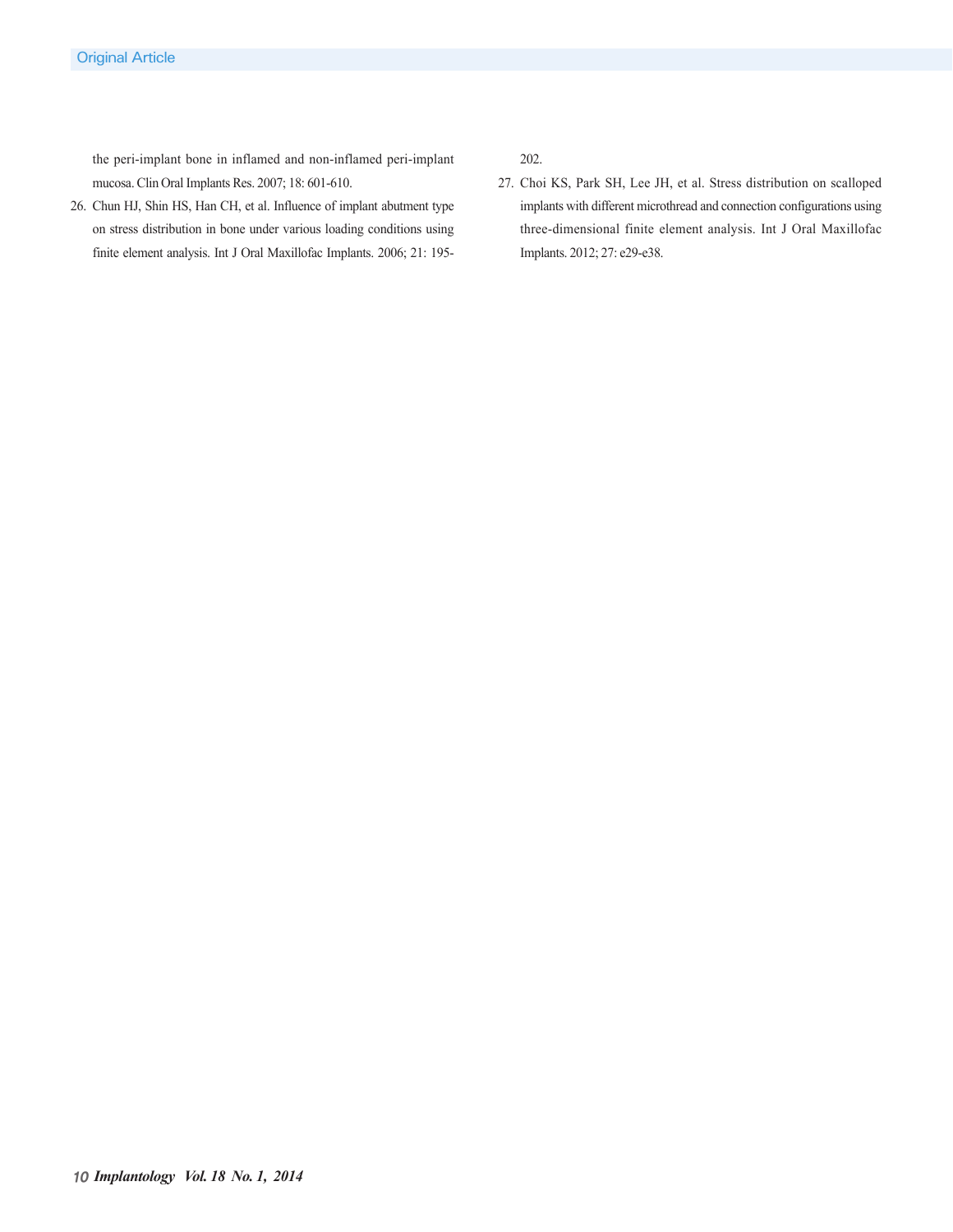the peri-implant bone in inflamed and non-inflamed peri-implant mucosa. Clin Oral Implants Res. 2007; 18: 601-610.

26. Chun HJ, Shin HS, Han CH, et al. Influence of implant abutment type on stress distribution in bone under various loading conditions using finite element analysis. Int J Oral Maxillofac Implants. 2006; 21: 195-202.
27. Choi KS, Park SH, Lee JH, et al. Stress distribution on scalloped implants with different microthread and connection configurations using three-dimensional finite element analysis. Int J Oral Maxillofac Implants. 2012; 27: e29-e38.